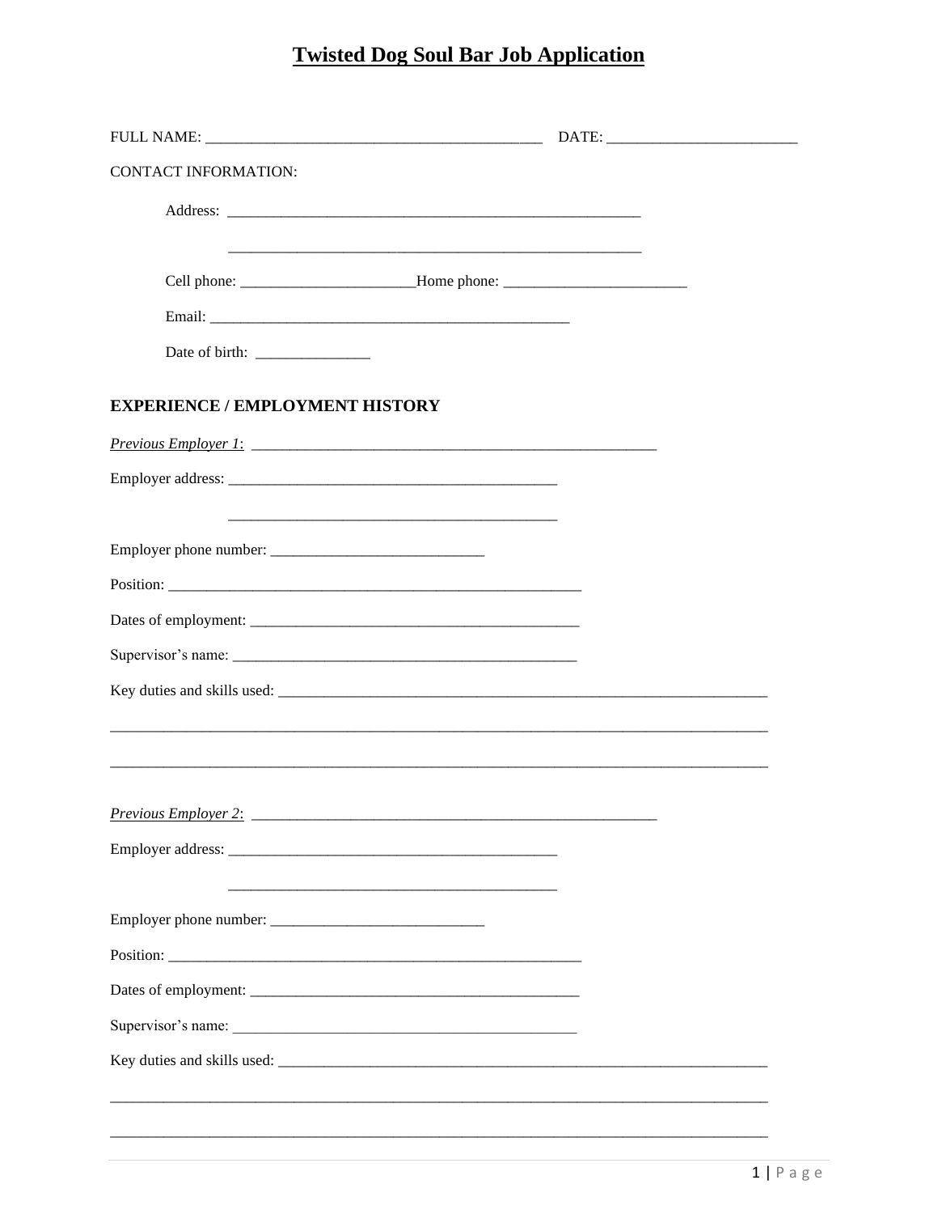# Twisted Dog Soul Bar Job Application

FULL NAME: ___________________________________________ DATE: _________________________

CONTACT INFORMATION:

Address: ________________________________________________________

________________________________________________________

Cell phone: _______________________Home phone: ________________________

Email: _______________________________________________

Date of birth: _______________

**EXPERIENCE / EMPLOYMENT HISTORY**

*Previous Employer 1*: ________________________________________________________

Employer address: ____________________________________________

____________________________________________

Employer phone number: ____________________________

Position: ________________________________________________________

Dates of employment: ____________________________________________

Supervisor's name: _______________________________________________

Key duties and skills used: _____________________________________________________________________

_________________________________________________________________________________________

_________________________________________________________________________________________

*Previous Employer 2*: ________________________________________________________

Employer address: ____________________________________________

____________________________________________

Employer phone number: ____________________________

Position: ________________________________________________________

Dates of employment: ____________________________________________

Supervisor's name: _______________________________________________

Key duties and skills used: _____________________________________________________________________

_________________________________________________________________________________________

_________________________________________________________________________________________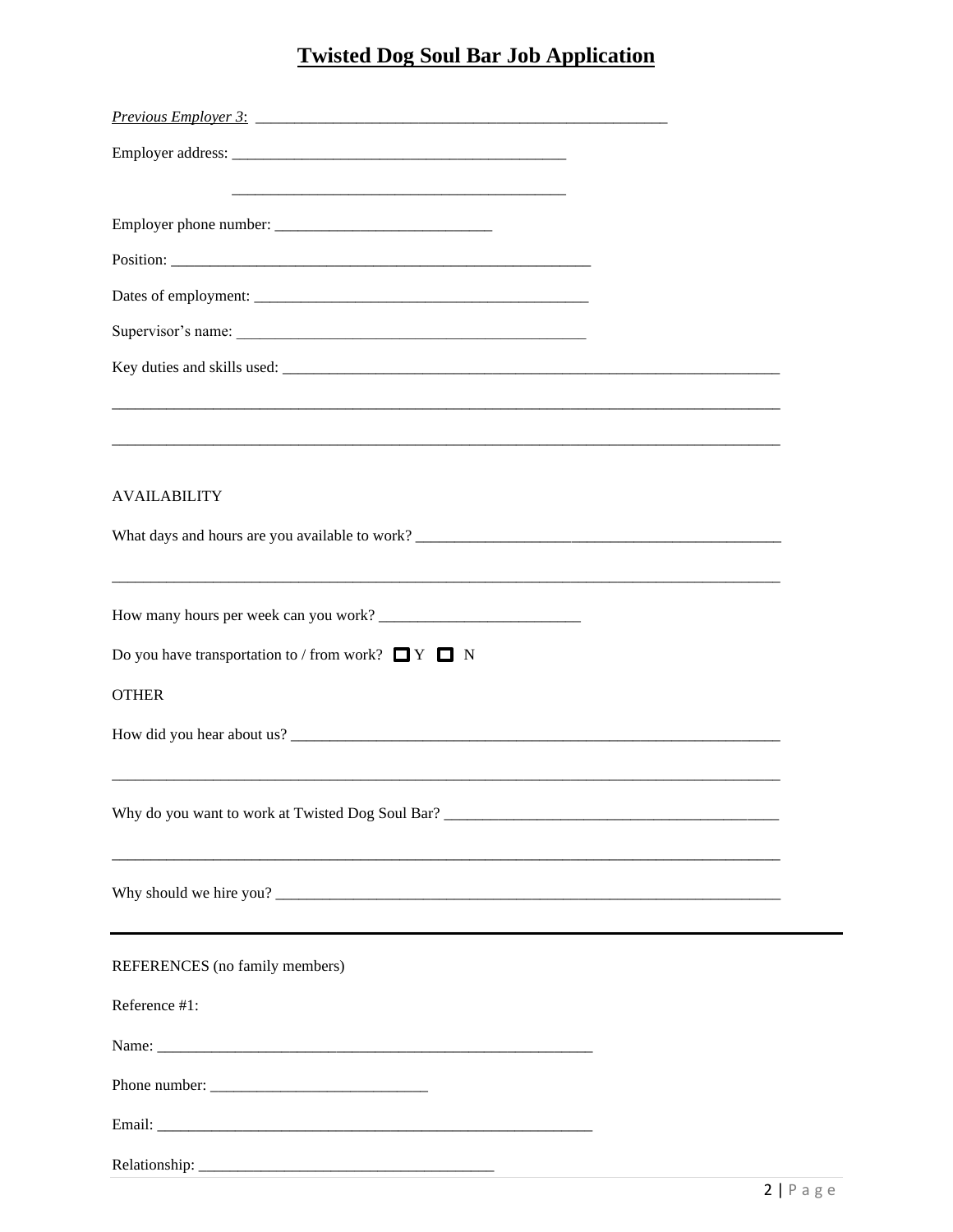# Twisted Dog Soul Bar Job Application

*Previous Employer 3*: ______________________________________________________

Employer address: ____________________________________________

____________________________________________

Employer phone number: ____________________________

Position: ________________________________________________________

Dates of employment: ____________________________________________

Supervisor's name: ______________________________________________

Key duties and skills used: _________________________________________________________________

__________________________________________________________________________________________

__________________________________________________________________________________________

AVAILABILITY

What days and hours are you available to work? ________________________________________________

__________________________________________________________________________________________

How many hours per week can you work? __________________________

Do you have transportation to / from work? ☐ Y ☐ N

OTHER

How did you hear about us? ________________________________________________________________

__________________________________________________________________________________________

Why do you want to work at Twisted Dog Soul Bar? ___________________________________________

__________________________________________________________________________________________

Why should we hire you? __________________________________________________________________

---

REFERENCES (no family members)

Reference #1:

Name: __________________________________________________________

Phone number: ____________________________

Email: __________________________________________________________

Relationship: ______________________________________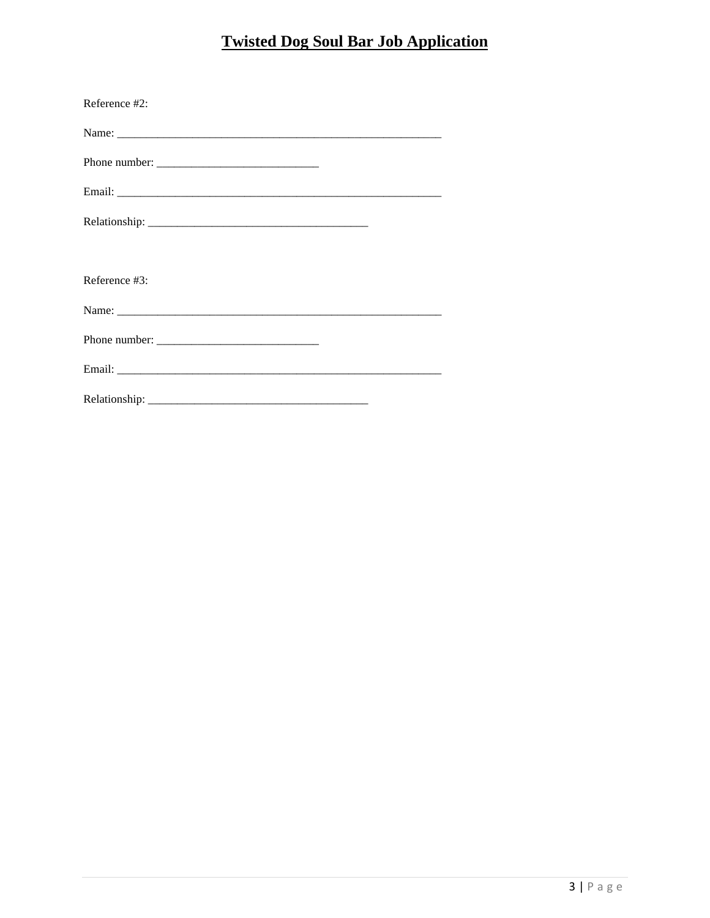# Twisted Dog Soul Bar Job Application

Reference #2:

Name: ____________________________________________________________

Phone number: ______________________________

Email: ____________________________________________________________

Relationship: ________________________________________

Reference #3:

Name: ____________________________________________________________

Phone number: ______________________________

Email: ____________________________________________________________

Relationship: ________________________________________